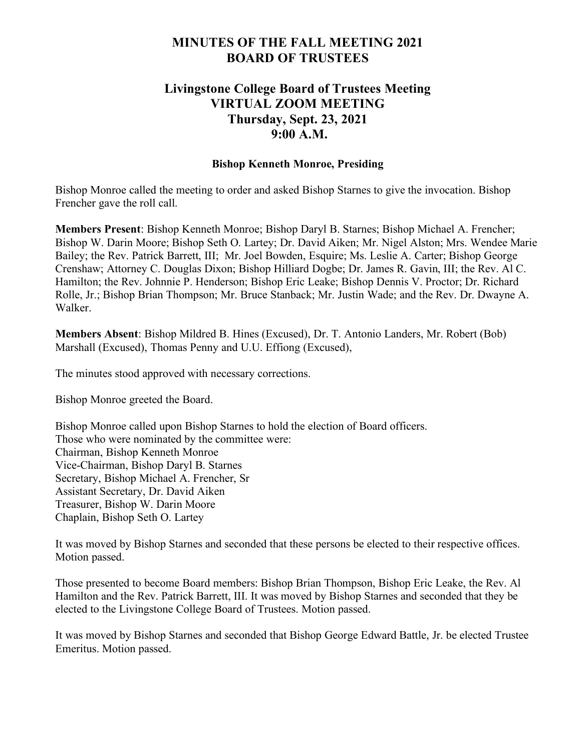# MINUTES OF THE FALL MEETING 2021
# BOARD OF TRUSTEES

## Livingstone College Board of Trustees Meeting
## VIRTUAL ZOOM MEETING
## Thursday, Sept. 23, 2021
## 9:00 A.M.

### Bishop Kenneth Monroe, Presiding

Bishop Monroe called the meeting to order and asked Bishop Starnes to give the invocation. Bishop Frencher gave the roll call.

**Members Present**: Bishop Kenneth Monroe; Bishop Daryl B. Starnes; Bishop Michael A. Frencher; Bishop W. Darin Moore; Bishop Seth O. Lartey; Dr. David Aiken; Mr. Nigel Alston; Mrs. Wendee Marie Bailey; the Rev. Patrick Barrett, III; Mr. Joel Bowden, Esquire; Ms. Leslie A. Carter; Bishop George Crenshaw; Attorney C. Douglas Dixon; Bishop Hilliard Dogbe; Dr. James R. Gavin, III; the Rev. Al C. Hamilton; the Rev. Johnnie P. Henderson; Bishop Eric Leake; Bishop Dennis V. Proctor; Dr. Richard Rolle, Jr.; Bishop Brian Thompson; Mr. Bruce Stanback; Mr. Justin Wade; and the Rev. Dr. Dwayne A. Walker.

**Members Absent**: Bishop Mildred B. Hines (Excused), Dr. T. Antonio Landers, Mr. Robert (Bob) Marshall (Excused), Thomas Penny and U.U. Effiong (Excused),

The minutes stood approved with necessary corrections.

Bishop Monroe greeted the Board.

Bishop Monroe called upon Bishop Starnes to hold the election of Board officers.
Those who were nominated by the committee were:
Chairman, Bishop Kenneth Monroe
Vice-Chairman, Bishop Daryl B. Starnes
Secretary, Bishop Michael A. Frencher, Sr
Assistant Secretary, Dr. David Aiken
Treasurer, Bishop W. Darin Moore
Chaplain, Bishop Seth O. Lartey

It was moved by Bishop Starnes and seconded that these persons be elected to their respective offices. Motion passed.

Those presented to become Board members: Bishop Brian Thompson, Bishop Eric Leake, the Rev. Al Hamilton and the Rev. Patrick Barrett, III. It was moved by Bishop Starnes and seconded that they be elected to the Livingstone College Board of Trustees. Motion passed.

It was moved by Bishop Starnes and seconded that Bishop George Edward Battle, Jr. be elected Trustee Emeritus. Motion passed.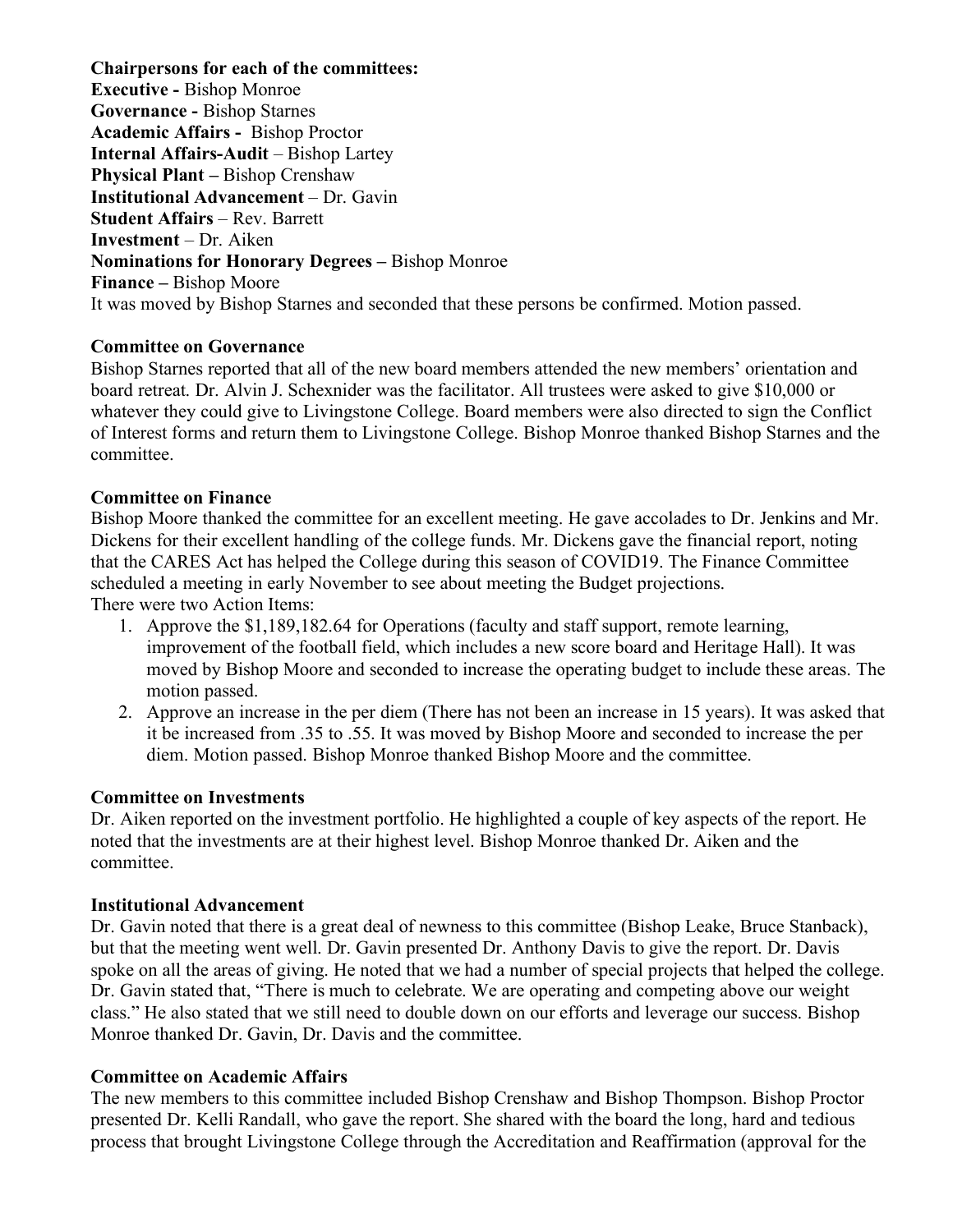**Chairpersons for each of the committees:**
**Executive -** Bishop Monroe
**Governance -** Bishop Starnes
**Academic Affairs -** Bishop Proctor
**Internal Affairs-Audit** – Bishop Lartey
**Physical Plant –** Bishop Crenshaw
**Institutional Advancement** – Dr. Gavin
**Student Affairs** – Rev. Barrett
**Investment** – Dr. Aiken
**Nominations for Honorary Degrees –** Bishop Monroe
**Finance –** Bishop Moore
It was moved by Bishop Starnes and seconded that these persons be confirmed. Motion passed.

**Committee on Governance**
Bishop Starnes reported that all of the new board members attended the new members' orientation and board retreat. Dr. Alvin J. Schexnider was the facilitator. All trustees were asked to give $10,000 or whatever they could give to Livingstone College. Board members were also directed to sign the Conflict of Interest forms and return them to Livingstone College. Bishop Monroe thanked Bishop Starnes and the committee.

**Committee on Finance**
Bishop Moore thanked the committee for an excellent meeting. He gave accolades to Dr. Jenkins and Mr. Dickens for their excellent handling of the college funds. Mr. Dickens gave the financial report, noting that the CARES Act has helped the College during this season of COVID19. The Finance Committee scheduled a meeting in early November to see about meeting the Budget projections.
There were two Action Items:

1. Approve the $1,189,182.64 for Operations (faculty and staff support, remote learning, improvement of the football field, which includes a new score board and Heritage Hall). It was moved by Bishop Moore and seconded to increase the operating budget to include these areas. The motion passed.
2. Approve an increase in the per diem (There has not been an increase in 15 years). It was asked that it be increased from .35 to .55. It was moved by Bishop Moore and seconded to increase the per diem. Motion passed. Bishop Monroe thanked Bishop Moore and the committee.

**Committee on Investments**
Dr. Aiken reported on the investment portfolio. He highlighted a couple of key aspects of the report. He noted that the investments are at their highest level. Bishop Monroe thanked Dr. Aiken and the committee.

**Institutional Advancement**
Dr. Gavin noted that there is a great deal of newness to this committee (Bishop Leake, Bruce Stanback), but that the meeting went well. Dr. Gavin presented Dr. Anthony Davis to give the report. Dr. Davis spoke on all the areas of giving. He noted that we had a number of special projects that helped the college. Dr. Gavin stated that, "There is much to celebrate. We are operating and competing above our weight class." He also stated that we still need to double down on our efforts and leverage our success. Bishop Monroe thanked Dr. Gavin, Dr. Davis and the committee.

**Committee on Academic Affairs**
The new members to this committee included Bishop Crenshaw and Bishop Thompson. Bishop Proctor presented Dr. Kelli Randall, who gave the report. She shared with the board the long, hard and tedious process that brought Livingstone College through the Accreditation and Reaffirmation (approval for the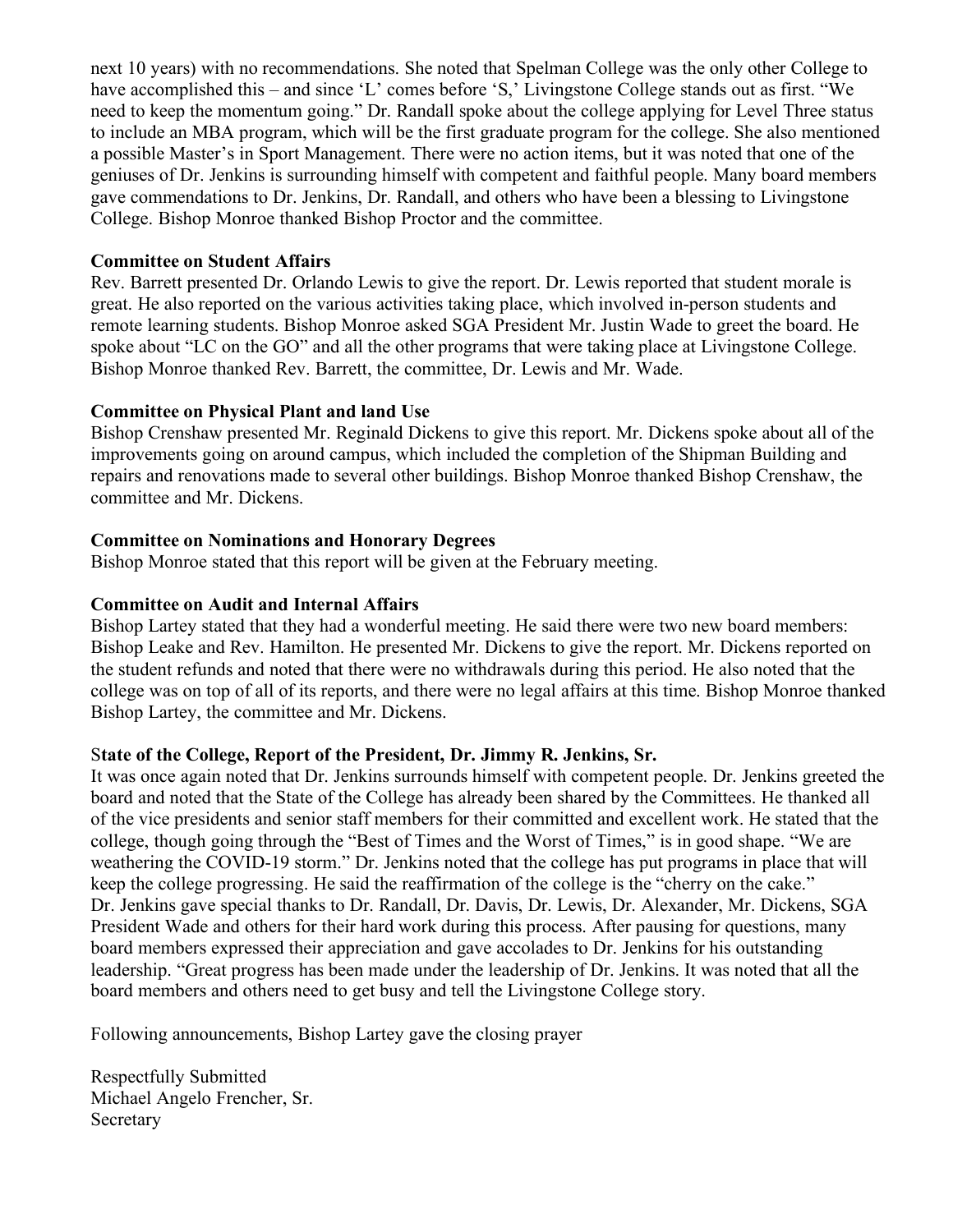next 10 years) with no recommendations. She noted that Spelman College was the only other College to have accomplished this – and since 'L' comes before 'S,' Livingstone College stands out as first. "We need to keep the momentum going." Dr. Randall spoke about the college applying for Level Three status to include an MBA program, which will be the first graduate program for the college. She also mentioned a possible Master's in Sport Management. There were no action items, but it was noted that one of the geniuses of Dr. Jenkins is surrounding himself with competent and faithful people. Many board members gave commendations to Dr. Jenkins, Dr. Randall, and others who have been a blessing to Livingstone College. Bishop Monroe thanked Bishop Proctor and the committee.

**Committee on Student Affairs**

Rev. Barrett presented Dr. Orlando Lewis to give the report. Dr. Lewis reported that student morale is great. He also reported on the various activities taking place, which involved in-person students and remote learning students. Bishop Monroe asked SGA President Mr. Justin Wade to greet the board. He spoke about "LC on the GO" and all the other programs that were taking place at Livingstone College. Bishop Monroe thanked Rev. Barrett, the committee, Dr. Lewis and Mr. Wade.

**Committee on Physical Plant and land Use**

Bishop Crenshaw presented Mr. Reginald Dickens to give this report. Mr. Dickens spoke about all of the improvements going on around campus, which included the completion of the Shipman Building and repairs and renovations made to several other buildings. Bishop Monroe thanked Bishop Crenshaw, the committee and Mr. Dickens.

**Committee on Nominations and Honorary Degrees**

Bishop Monroe stated that this report will be given at the February meeting.

**Committee on Audit and Internal Affairs**

Bishop Lartey stated that they had a wonderful meeting. He said there were two new board members: Bishop Leake and Rev. Hamilton. He presented Mr. Dickens to give the report. Mr. Dickens reported on the student refunds and noted that there were no withdrawals during this period. He also noted that the college was on top of all of its reports, and there were no legal affairs at this time. Bishop Monroe thanked Bishop Lartey, the committee and Mr. Dickens.

S**tate of the College, Report of the President, Dr. Jimmy R. Jenkins, Sr.**

It was once again noted that Dr. Jenkins surrounds himself with competent people. Dr. Jenkins greeted the board and noted that the State of the College has already been shared by the Committees. He thanked all of the vice presidents and senior staff members for their committed and excellent work. He stated that the college, though going through the "Best of Times and the Worst of Times," is in good shape. "We are weathering the COVID-19 storm." Dr. Jenkins noted that the college has put programs in place that will keep the college progressing. He said the reaffirmation of the college is the "cherry on the cake." Dr. Jenkins gave special thanks to Dr. Randall, Dr. Davis, Dr. Lewis, Dr. Alexander, Mr. Dickens, SGA President Wade and others for their hard work during this process. After pausing for questions, many board members expressed their appreciation and gave accolades to Dr. Jenkins for his outstanding leadership. "Great progress has been made under the leadership of Dr. Jenkins. It was noted that all the board members and others need to get busy and tell the Livingstone College story.

Following announcements, Bishop Lartey gave the closing prayer

Respectfully Submitted
Michael Angelo Frencher, Sr.
Secretary